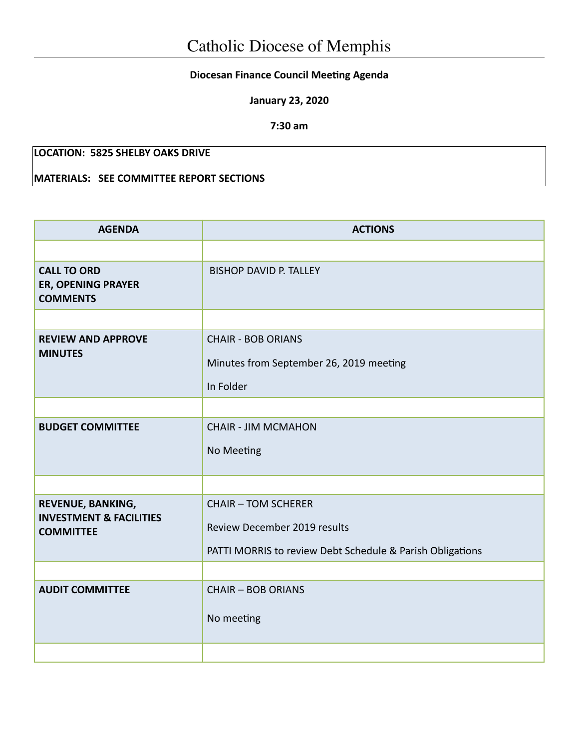# Catholic Diocese of Memphis

**Diocesan Finance Council Meeting Agenda**

**January 23, 2020**

**7:30 am**

**LOCATION: 5825 SHELBY OAKS DRIVE**

**MATERIALS: SEE COMMITTEE REPORT SECTIONS**

| AGENDA | ACTIONS |
|---|---|
| | |
| **CALL TO ORD ER, OPENING PRAYER COMMENTS** | BISHOP DAVID P. TALLEY |
| | |
| **REVIEW AND APPROVE MINUTES** | CHAIR - BOB ORIANS<br>Minutes from September 26, 2019 meeting<br>In Folder |
| | |
| **BUDGET COMMITTEE** | CHAIR - JIM MCMAHON<br>No Meeting |
| | |
| **REVENUE, BANKING, INVESTMENT & FACILITIES COMMITTEE** | CHAIR – TOM SCHERER<br>Review December 2019 results<br>PATTI MORRIS to review Debt Schedule & Parish Obligations |
| | |
| **AUDIT COMMITTEE** | CHAIR – BOB ORIANS<br>No meeting |
| | |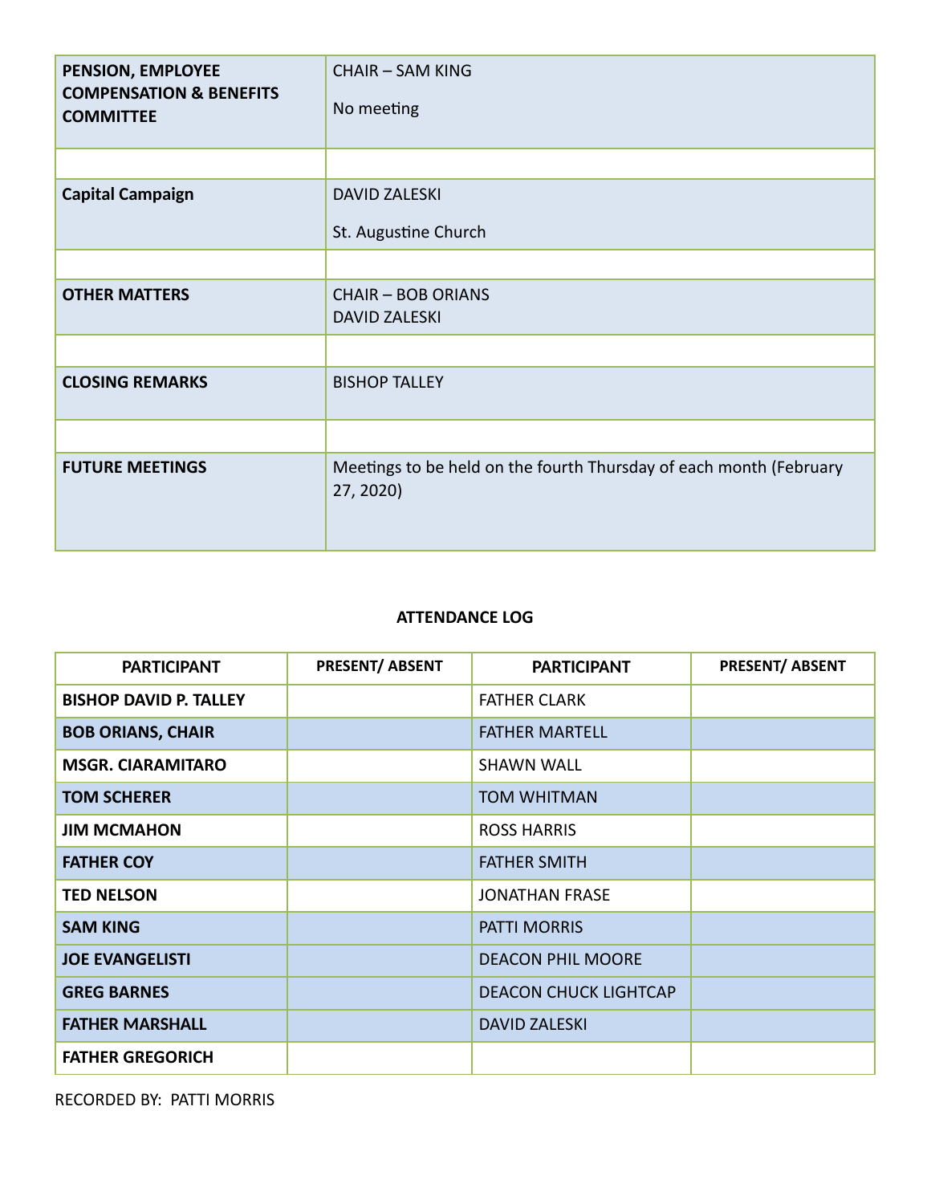| | |
|---|---|
| **PENSION, EMPLOYEE COMPENSATION & BENEFITS COMMITTEE** | CHAIR – SAM KING<br><br>No meeting |
| | |
| **Capital Campaign** | DAVID ZALESKI<br><br>St. Augustine Church |
| | |
| **OTHER MATTERS** | CHAIR – BOB ORIANS<br>DAVID ZALESKI |
| | |
| **CLOSING REMARKS** | BISHOP TALLEY |
| | |
| **FUTURE MEETINGS** | Meetings to be held on the fourth Thursday of each month (February 27, 2020) |

**ATTENDANCE LOG**

| PARTICIPANT | PRESENT/ ABSENT | PARTICIPANT | PRESENT/ ABSENT |
|---|---|---|---|
| **BISHOP DAVID P. TALLEY** | | FATHER CLARK | |
| **BOB ORIANS, CHAIR** | | FATHER MARTELL | |
| **MSGR. CIARAMITARO** | | SHAWN WALL | |
| **TOM SCHERER** | | TOM WHITMAN | |
| **JIM MCMAHON** | | ROSS HARRIS | |
| **FATHER COY** | | FATHER SMITH | |
| **TED NELSON** | | JONATHAN FRASE | |
| **SAM KING** | | PATTI MORRIS | |
| **JOE EVANGELISTI** | | DEACON PHIL MOORE | |
| **GREG BARNES** | | DEACON CHUCK LIGHTCAP | |
| **FATHER MARSHALL** | | DAVID ZALESKI | |
| **FATHER GREGORICH** | | | |

RECORDED BY: PATTI MORRIS